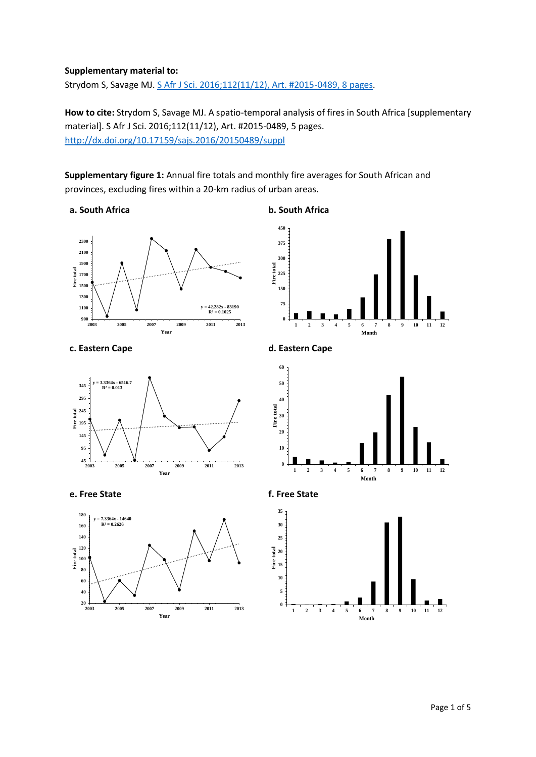**Supplementary material to:**

Strydom S, Savage MJ. S Afr J Sci. 2016;112(11/12), Art. #2015-0489, 8 pages.

**How to cite:** Strydom S, Savage MJ. A spatio-temporal analysis of fires in South Africa [supplementary material]. S Afr J Sci. 2016;112(11/12), Art. #2015-0489, 5 pages. http://dx.doi.org/10.17159/sajs.2016/20150489/suppl

**Supplementary figure 1:** Annual fire totals and monthly fire averages for South African and provinces, excluding fires within a 20-km radius of urban areas.

**a. South Africa**

$y = 42.282x - 83190$
$R^2 = 0.1025$

**b. South Africa**

**c. Eastern Cape**

$y = 3.3364x - 6516.7$
$R^2 = 0.013$

**d. Eastern Cape**

**e. Free State**

$y = 7.3364x - 14640$
$R^2 = 0.2626$

**f. Free State**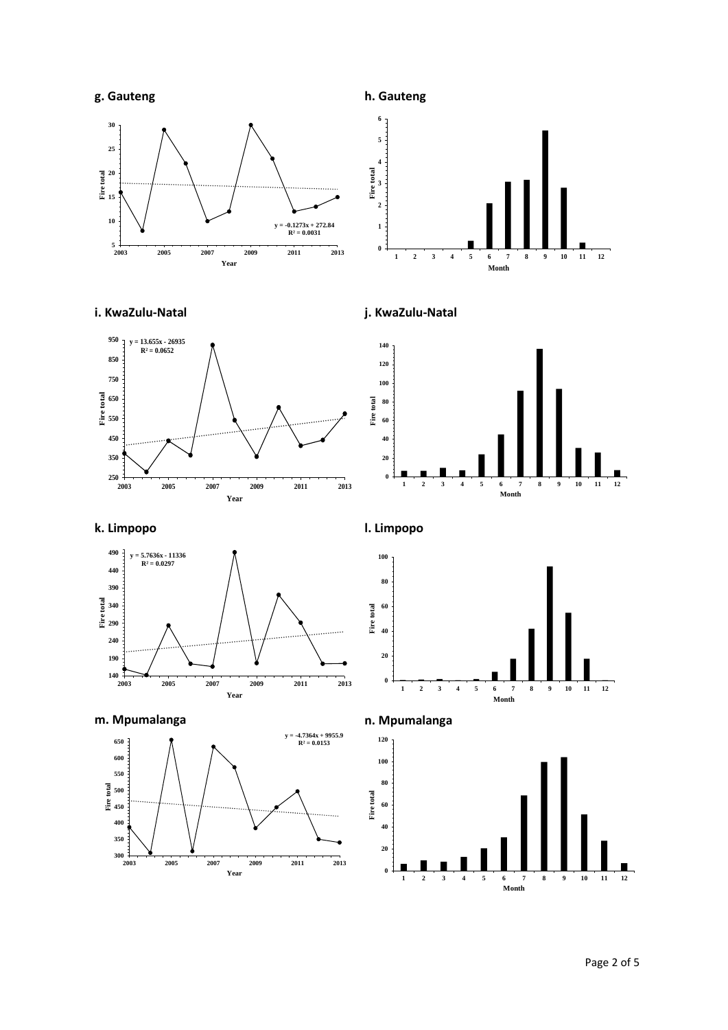**g. Gauteng**

$y = -0.1273x + 272.84$
$R^2 = 0.0031$

**h. Gauteng**

**i. KwaZulu-Natal**

$y = 13.655x - 26935$
$R^2 = 0.0652$

**j. KwaZulu-Natal**

**k. Limpopo**

$y = 5.7636x - 11336$
$R^2 = 0.0297$

**l. Limpopo**

**m. Mpumalanga**

$y = -4.7364x + 9955.9$
$R^2 = 0.0153$

**n. Mpumalanga**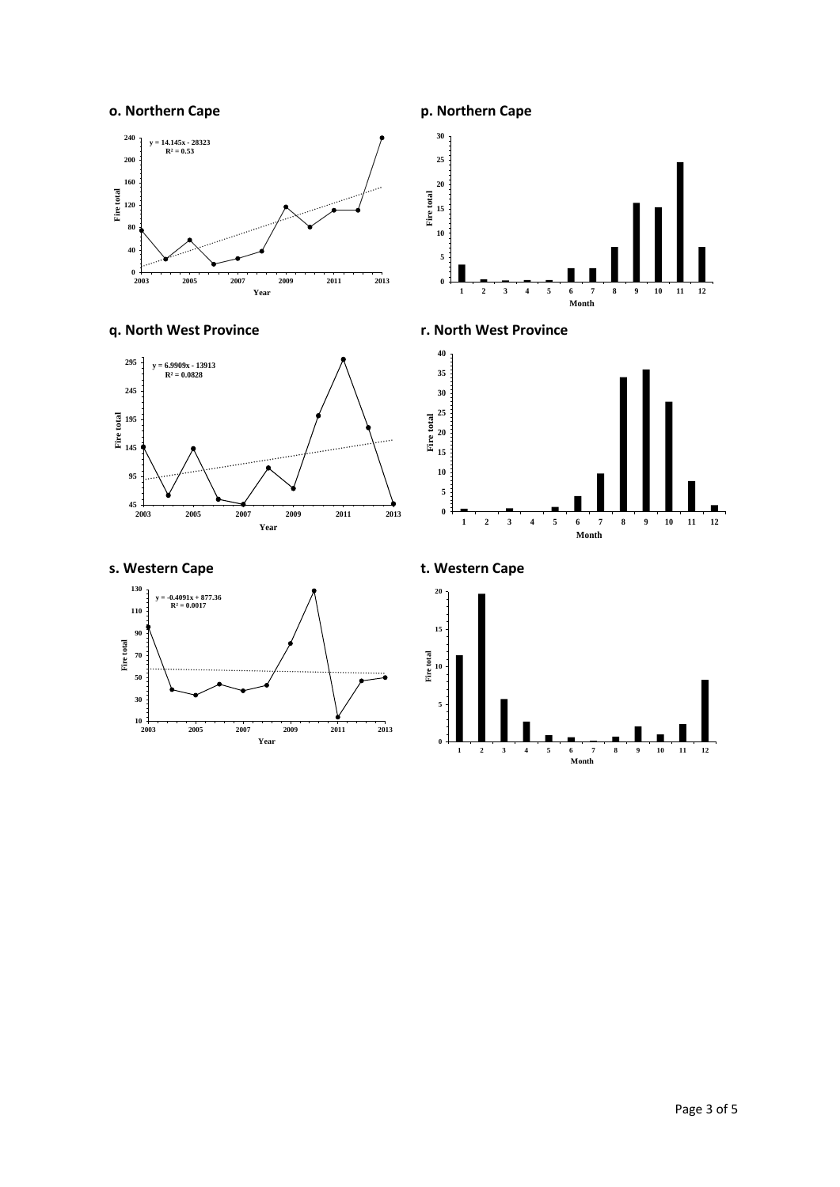**o. Northern Cape**

y = 14.145x - 28323
$R^2$ = 0.53

Fire total

Year

**p. Northern Cape**

Fire total

Month

**q. North West Province**

y = 6.9909x - 13913
$R^2$ = 0.0828

Fire total

Year

**r. North West Province**

Fire total

Month

**s. Western Cape**

y = -0.4091x + 877.36
$R^2$ = 0.0017

Fire total

Year

**t. Western Cape**

Fire total

Month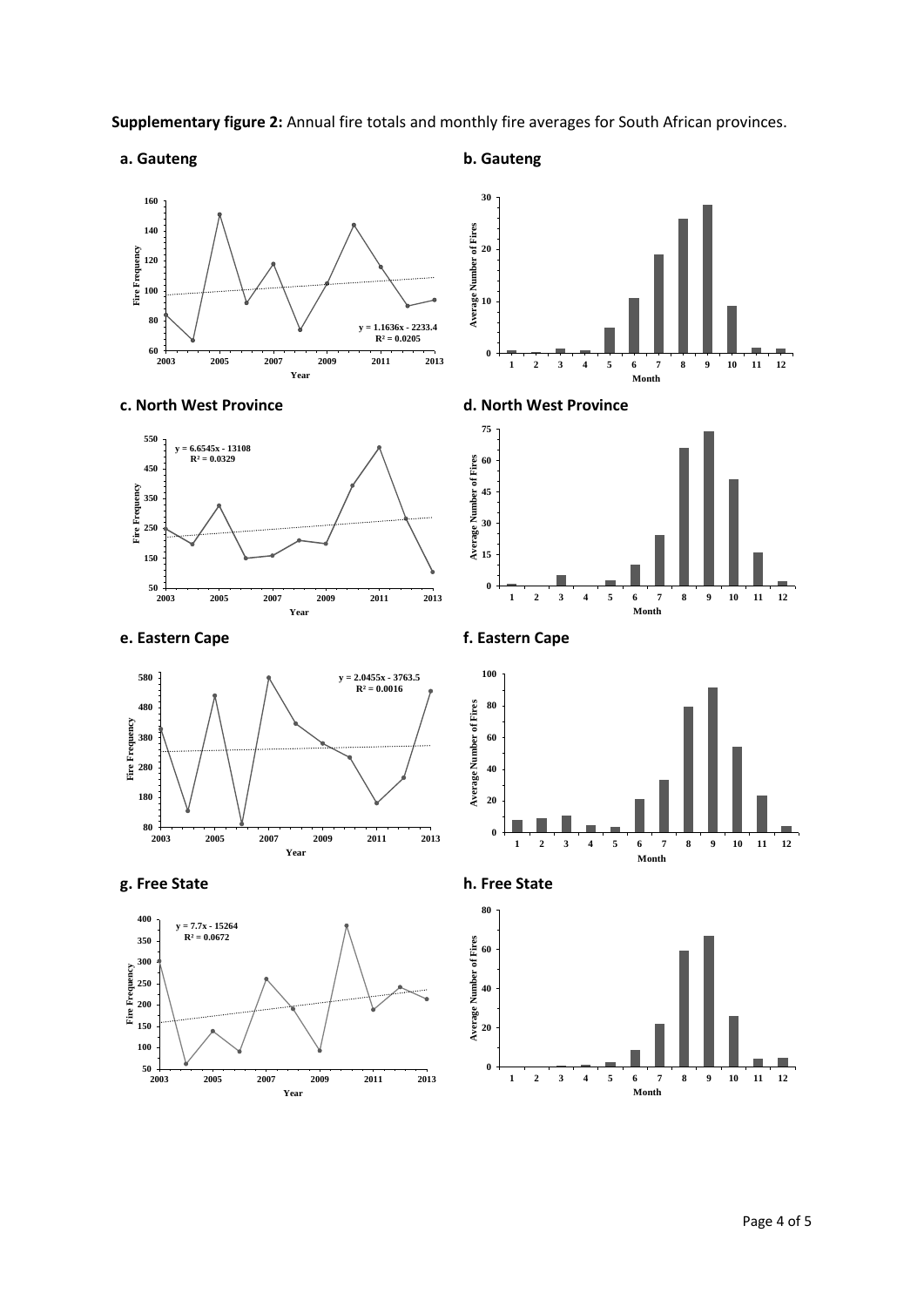**Supplementary figure 2:** Annual fire totals and monthly fire averages for South African provinces.

**a. Gauteng**

$y = 1.1636x - 2233.4$
$R^2 = 0.0205$

**b. Gauteng**

**c. North West Province**

$y = 6.6545x - 13108$
$R^2 = 0.0329$

**d. North West Province**

**e. Eastern Cape**

$y = 2.0455x - 3763.5$
$R^2 = 0.0016$

**f. Eastern Cape**

**g. Free State**

$y = 7.7x - 15264$
$R^2 = 0.0672$

**h. Free State**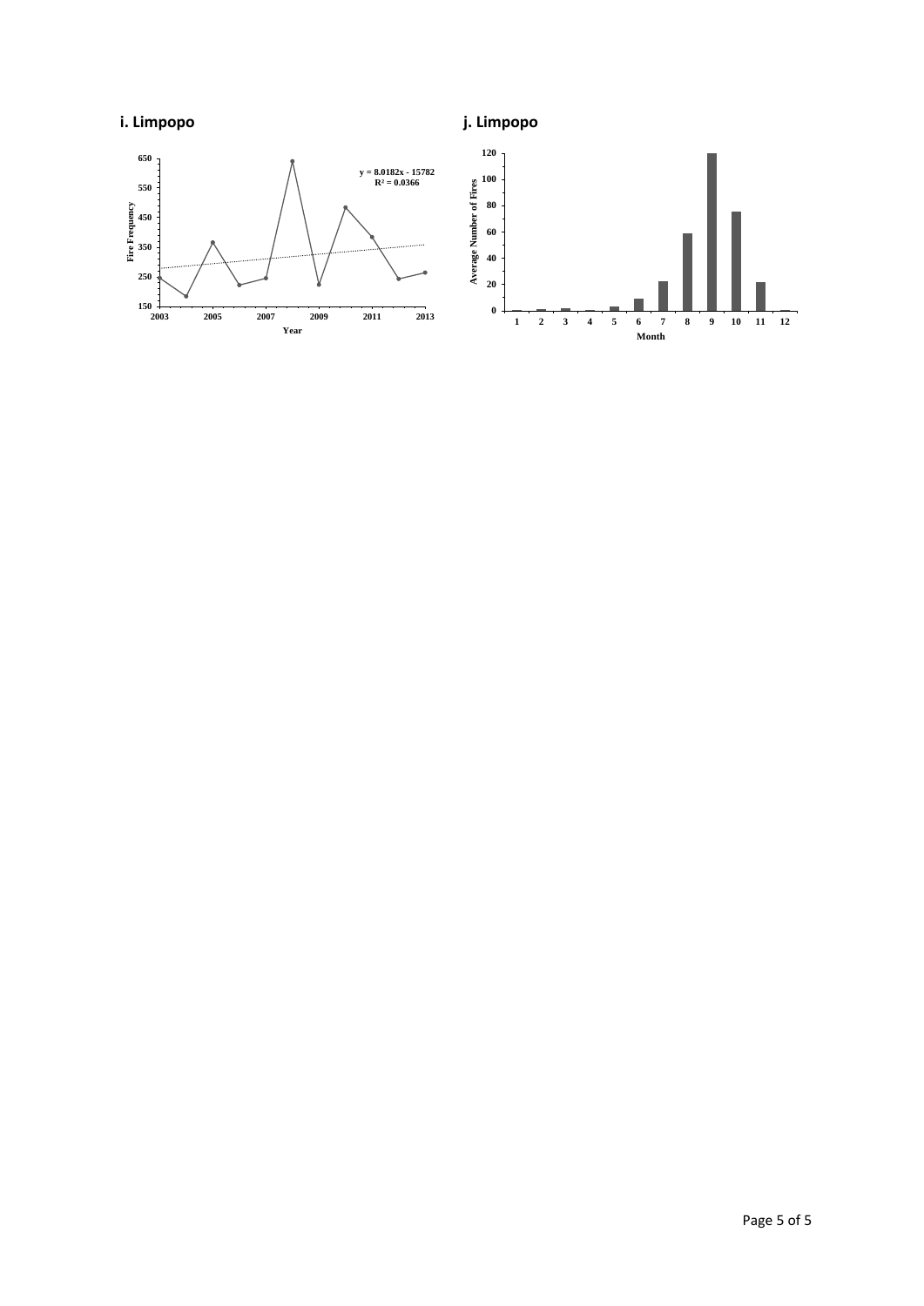**i. Limpopo**

Fire Frequency

650
550
450
350
250
150

2003
2005
2007
2009
2011
2013

Year

$y = 8.0182x - 15782$
$R^2 = 0.0366$

**j. Limpopo**

Average Number of Fires

120
100
80
60
40
20
0

1
2
3
4
5
6
7
8
9
10
11
12

Month